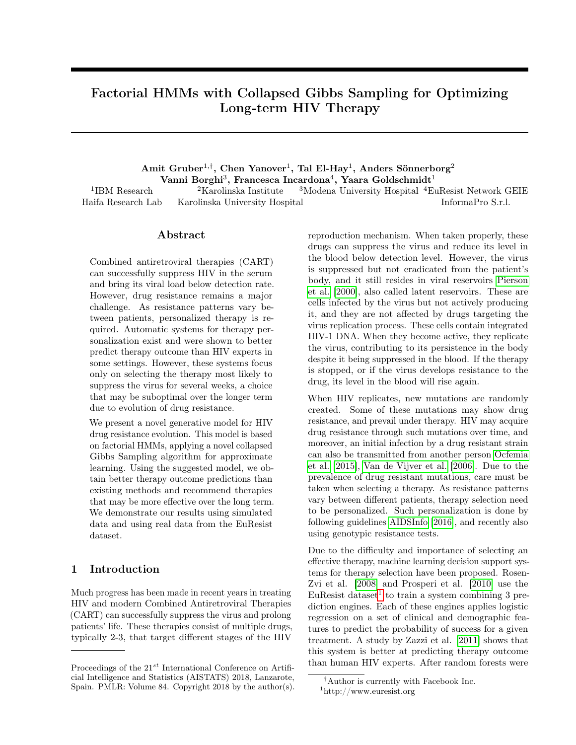# Factorial HMMs with Collapsed Gibbs Sampling for Optimizing Long-term HIV Therapy

**Amit Gruber[1,†], Chen Yanover[1], Tal El-Hay[1], Anders Sönnerborg[2]**
**Vanni Borghi[3], Francesca Incardona[4], Yaara Goldschmidt[1]**

[1]IBM Research Haifa Research Lab [2]Karolinska Institute Karolinska University Hospital [3]Modena University Hospital [4]EuResist Network GEIE InformaPro S.r.l.

## Abstract

Combined antiretroviral therapies (CART) can successfully suppress HIV in the serum and bring its viral load below detection rate. However, drug resistance remains a major challenge. As resistance patterns vary between patients, personalized therapy is required. Automatic systems for therapy personalization exist and were shown to better predict therapy outcome than HIV experts in some settings. However, these systems focus only on selecting the therapy most likely to suppress the virus for several weeks, a choice that may be suboptimal over the longer term due to evolution of drug resistance.

We present a novel generative model for HIV drug resistance evolution. This model is based on factorial HMMs, applying a novel collapsed Gibbs Sampling algorithm for approximate learning. Using the suggested model, we obtain better therapy outcome predictions than existing methods and recommend therapies that may be more effective over the long term. We demonstrate our results using simulated data and using real data from the EuResist dataset.

## 1 Introduction

Much progress has been made in recent years in treating HIV and modern Combined Antiretroviral Therapies (CART) can successfully suppress the virus and prolong patients' life. These therapies consist of multiple drugs, typically 2-3, that target different stages of the HIV reproduction mechanism. When taken properly, these drugs can suppress the virus and reduce its level in the blood below detection level. However, the virus is suppressed but not eradicated from the patient's body, and it still resides in viral reservoirs Pierson et al. [2000], also called latent reservoirs. These are cells infected by the virus but not actively producing it, and they are not affected by drugs targeting the virus replication process. These cells contain integrated HIV-1 DNA. When they become active, they replicate the virus, contributing to its persistence in the body despite it being suppressed in the blood. If the therapy is stopped, or if the virus develops resistance to the drug, its level in the blood will rise again.

When HIV replicates, new mutations are randomly created. Some of these mutations may show drug resistance, and prevail under therapy. HIV may acquire drug resistance through such mutations over time, and moreover, an initial infection by a drug resistant strain can also be transmitted from another person Ocfemia et al. [2015], Van de Vijver et al. [2006]. Due to the prevalence of drug resistant mutations, care must be taken when selecting a therapy. As resistance patterns vary between different patients, therapy selection need to be personalized. Such personalization is done by following guidelines AIDSInfo [2016], and recently also using genotypic resistance tests.

Due to the difficulty and importance of selecting an effective therapy, machine learning decision support systems for therapy selection have been proposed. Rosen-Zvi et al. [2008] and Prosperi et al. [2010] use the EuResist dataset[1] to train a system combining 3 prediction engines. Each of these engines applies logistic regression on a set of clinical and demographic features to predict the probability of success for a given treatment. A study by Zazzi et al. [2011] shows that this system is better at predicting therapy outcome than human HIV experts. After random forests were

---

Proceedings of the 21[st] International Conference on Artificial Intelligence and Statistics (AISTATS) 2018, Lanzarote, Spain. PMLR: Volume 84. Copyright 2018 by the author(s).

[†]Author is currently with Facebook Inc.

[1]http://www.euresist.org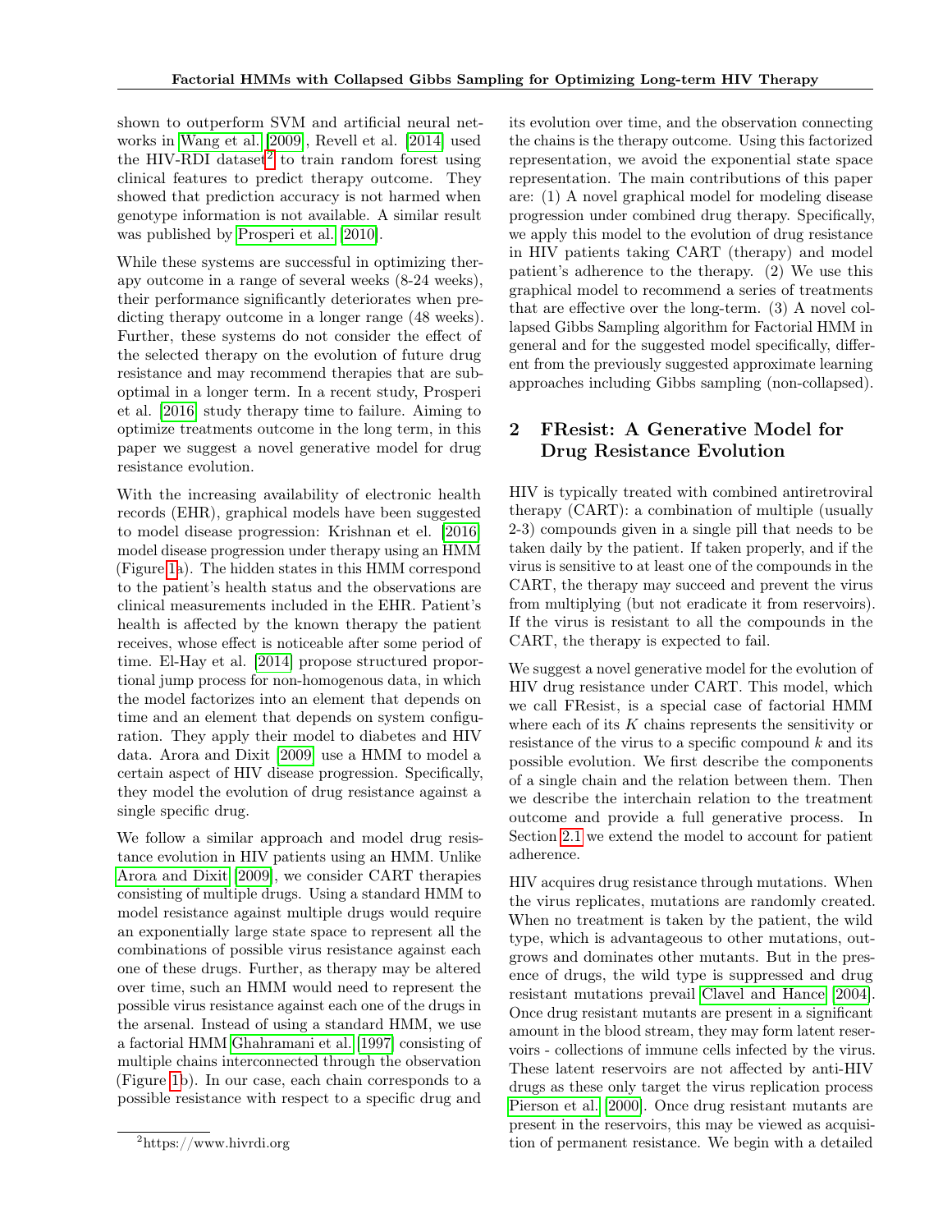shown to outperform SVM and artificial neural networks in Wang et al. [2009], Revell et al. [2014] used the HIV-RDI dataset[2] to train random forest using clinical features to predict therapy outcome. They showed that prediction accuracy is not harmed when genotype information is not available. A similar result was published by Prosperi et al. [2010].

While these systems are successful in optimizing therapy outcome in a range of several weeks (8-24 weeks), their performance significantly deteriorates when predicting therapy outcome in a longer range (48 weeks). Further, these systems do not consider the effect of the selected therapy on the evolution of future drug resistance and may recommend therapies that are suboptimal in a longer term. In a recent study, Prosperi et al. [2016] study therapy time to failure. Aiming to optimize treatments outcome in the long term, in this paper we suggest a novel generative model for drug resistance evolution.

With the increasing availability of electronic health records (EHR), graphical models have been suggested to model disease progression: Krishnan et el. [2016] model disease progression under therapy using an HMM (Figure 1a). The hidden states in this HMM correspond to the patient's health status and the observations are clinical measurements included in the EHR. Patient's health is affected by the known therapy the patient receives, whose effect is noticeable after some period of time. El-Hay et al. [2014] propose structured proportional jump process for non-homogenous data, in which the model factorizes into an element that depends on time and an element that depends on system configuration. They apply their model to diabetes and HIV data. Arora and Dixit [2009] use a HMM to model a certain aspect of HIV disease progression. Specifically, they model the evolution of drug resistance against a single specific drug.

We follow a similar approach and model drug resistance evolution in HIV patients using an HMM. Unlike Arora and Dixit [2009], we consider CART therapies consisting of multiple drugs. Using a standard HMM to model resistance against multiple drugs would require an exponentially large state space to represent all the combinations of possible virus resistance against each one of these drugs. Further, as therapy may be altered over time, such an HMM would need to represent the possible virus resistance against each one of the drugs in the arsenal. Instead of using a standard HMM, we use a factorial HMM Ghahramani et al. [1997] consisting of multiple chains interconnected through the observation (Figure 1b). In our case, each chain corresponds to a possible resistance with respect to a specific drug and its evolution over time, and the observation connecting the chains is the therapy outcome. Using this factorized representation, we avoid the exponential state space representation. The main contributions of this paper are: (1) A novel graphical model for modeling disease progression under combined drug therapy. Specifically, we apply this model to the evolution of drug resistance in HIV patients taking CART (therapy) and model patient's adherence to the therapy. (2) We use this graphical model to recommend a series of treatments that are effective over the long-term. (3) A novel collapsed Gibbs Sampling algorithm for Factorial HMM in general and for the suggested model specifically, different from the previously suggested approximate learning approaches including Gibbs sampling (non-collapsed).

## 2 FResist: A Generative Model for Drug Resistance Evolution

HIV is typically treated with combined antiretroviral therapy (CART): a combination of multiple (usually 2-3) compounds given in a single pill that needs to be taken daily by the patient. If taken properly, and if the virus is sensitive to at least one of the compounds in the CART, the therapy may succeed and prevent the virus from multiplying (but not eradicate it from reservoirs). If the virus is resistant to all the compounds in the CART, the therapy is expected to fail.

We suggest a novel generative model for the evolution of HIV drug resistance under CART. This model, which we call FResist, is a special case of factorial HMM where each of its $K$ chains represents the sensitivity or resistance of the virus to a specific compound $k$ and its possible evolution. We first describe the components of a single chain and the relation between them. Then we describe the interchain relation to the treatment outcome and provide a full generative process. In Section 2.1 we extend the model to account for patient adherence.

HIV acquires drug resistance through mutations. When the virus replicates, mutations are randomly created. When no treatment is taken by the patient, the wild type, which is advantageous to other mutations, outgrows and dominates other mutants. But in the presence of drugs, the wild type is suppressed and drug resistant mutations prevail Clavel and Hance [2004]. Once drug resistant mutants are present in a significant amount in the blood stream, they may form latent reservoirs - collections of immune cells infected by the virus. These latent reservoirs are not affected by anti-HIV drugs as these only target the virus replication process Pierson et al. [2000]. Once drug resistant mutants are present in the reservoirs, this may be viewed as acquisition of permanent resistance. We begin with a detailed

[2] https://www.hivrdi.org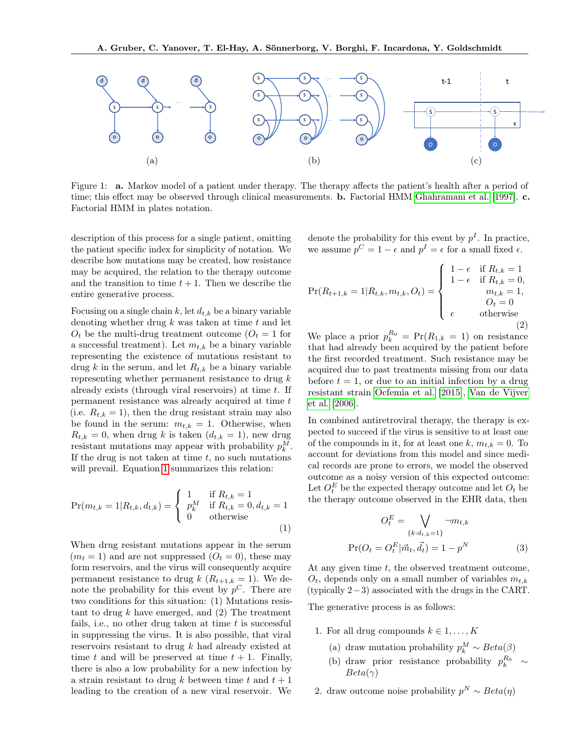Figure 1: **a.** Markov model of a patient under therapy. The therapy affects the patient's health after a period of time; this effect may be observed through clinical measurements. **b.** Factorial HMM Ghahramani et al. [1997]. **c.** Factorial HMM in plates notation.

description of this process for a single patient, omitting the patient specific index for simplicity of notation. We describe how mutations may be created, how resistance may be acquired, the relation to the therapy outcome and the transition to time $t+1$. Then we describe the entire generative process.

Focusing on a single chain $k$, let $d_{t,k}$ be a binary variable denoting whether drug $k$ was taken at time $t$ and let $O_t$ be the multi-drug treatment outcome ($O_t = 1$ for a successful treatment). Let $m_{t,k}$ be a binary variable representing the existence of mutations resistant to drug $k$ in the serum, and let $R_{t,k}$ be a binary variable representing whether permanent resistance to drug $k$ already exists (through viral reservoirs) at time $t$. If permanent resistance was already acquired at time $t$ (i.e. $R_{t,k} = 1$), then the drug resistant strain may also be found in the serum: $m_{t,k} = 1$. Otherwise, when $R_{t,k} = 0$, when drug $k$ is taken ($d_{t,k} = 1$), new drug resistant mutations may appear with probability $p^M_k$. If the drug is not taken at time $t$, no such mutations will prevail. Equation 1 summarizes this relation:

$$\Pr(m_{t,k} = 1 | R_{t,k}, d_{t,k}) = \begin{cases} 1 & \text{if } R_{t,k} = 1 \\ p^M_k & \text{if } R_{t,k} = 0, d_{t,k} = 1 \\ 0 & \text{otherwise} \end{cases} \tag{1}$$

When drug resistant mutations appear in the serum ($m_t = 1$) and are not suppressed ($O_t = 0$), these may form reservoirs, and the virus will consequently acquire permanent resistance to drug $k$ ($R_{t+1,k} = 1$). We denote the probability for this event by $p^C$. There are two conditions for this situation: (1) Mutations resistant to drug $k$ have emerged, and (2) The treatment fails, i.e., no other drug taken at time $t$ is successful in suppressing the virus. It is also possible, that viral reservoirs resistant to drug $k$ had already existed at time $t$ and will be preserved at time $t+1$. Finally, there is also a low probability for a new infection by a strain resistant to drug $k$ between time $t$ and $t+1$ leading to the creation of a new viral reservoir. We denote the probability for this event by $p^I$. In practice, we assume $p^C = 1-\epsilon$ and $p^I = \epsilon$ for a small fixed $\epsilon$.

$$\Pr(R_{t+1,k} = 1 | R_{t,k}, m_{t,k}, O_t) = \begin{cases} 1-\epsilon & \text{if } R_{t,k} = 1 \\ 1-\epsilon & \text{if } R_{t,k} = 0, \\ & \quad m_{t,k} = 1, \\ & \quad O_t = 0 \\ \epsilon & \text{otherwise} \end{cases} \tag{2}$$

We place a prior $p^{R_0}_k = \Pr(R_{1,k} = 1)$ on resistance that had already been acquired by the patient before the first recorded treatment. Such resistance may be acquired due to past treatments missing from our data before $t = 1$, or due to an initial infection by a drug resistant strain Ocfemia et al. [2015], Van de Vijver et al. [2006].

In combined antiretroviral therapy, the therapy is expected to succeed if the virus is sensitive to at least one of the compounds in it, for at least one $k$, $m_{t,k} = 0$. To account for deviations from this model and since medical records are prone to errors, we model the observed outcome as a noisy version of this expected outcome: Let $O^E_t$ be the expected therapy outcome and let $O_t$ be the therapy outcome observed in the EHR data, then

$$O^E_t = \bigvee_{\{k: d_{t,k}=1\}} \neg m_{t,k}$$
$$\Pr(O_t = O^E_t | \vec{m}_t, \vec{d}_t) = 1 - p^N \tag{3}$$

At any given time $t$, the observed treatment outcome, $O_t$, depends only on a small number of variables $m_{t,k}$ (typically $2-3$) associated with the drugs in the CART.

The generative process is as follows:

1. For all drug compounds $k \in 1, \ldots, K$
   (a) draw mutation probability $p^M_k \sim Beta(\beta)$
   (b) draw prior resistance probability $p^{R_0}_k \sim Beta(\gamma)$
2. draw outcome noise probability $p^N \sim Beta(\eta)$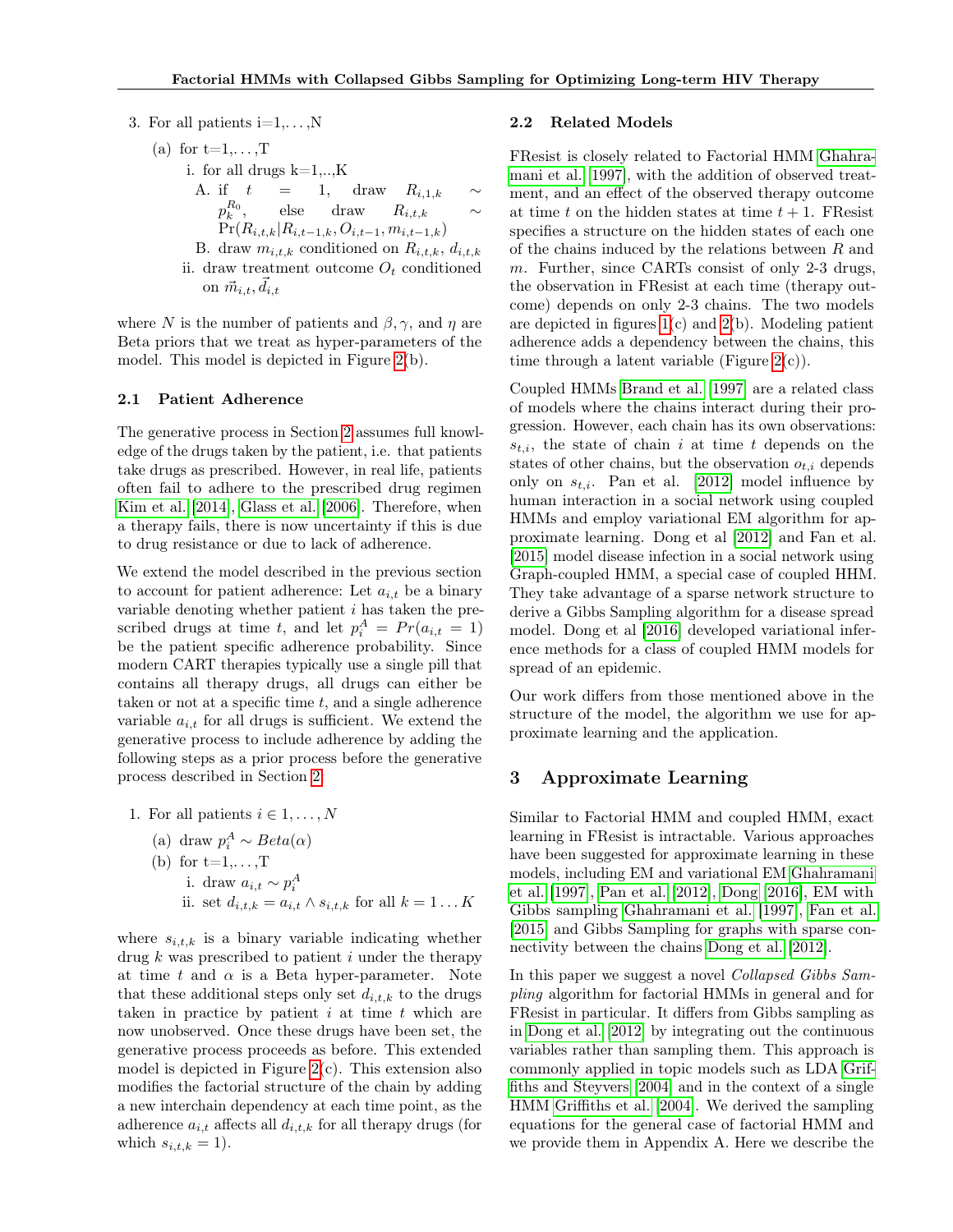3. For all patients i=1,...,N
   (a) for t=1,...,T
      i. for all drugs k=1,..,K
         A. if $t = 1$, draw $R_{i,1,k} \sim p_k^{R_0}$, else draw $R_{i,t,k} \sim \Pr(R_{i,t,k}|R_{i,t-1,k}, O_{i,t-1}, m_{i,t-1,k})$
         B. draw $m_{i,t,k}$ conditioned on $R_{i,t,k}$, $d_{i,t,k}$
      ii. draw treatment outcome $O_t$ conditioned on $\vec{m}_{i,t}, \vec{d}_{i,t}$

where $N$ is the number of patients and $\beta, \gamma$, and $\eta$ are Beta priors that we treat as hyper-parameters of the model. This model is depicted in Figure 2(b).

### 2.1 Patient Adherence

The generative process in Section 2 assumes full knowledge of the drugs taken by the patient, i.e. that patients take drugs as prescribed. However, in real life, patients often fail to adhere to the drug regimen Kim et al. [2014], Glass et al. [2006]. Therefore, when a therapy fails, there is now uncertainty if this is due to drug resistance or due to lack of adherence.

We extend the model described in the previous section to account for patient adherence: Let $a_{i,t}$ be a binary variable denoting whether patient $i$ has taken the prescribed drugs at time $t$, and let $p_i^A = Pr(a_{i,t} = 1)$ be the patient specific adherence probability. Since modern CART therapies typically use a single pill that contains all therapy drugs, all drugs can either be taken or not at a specific time $t$, and a single adherence variable $a_{i,t}$ for all drugs is sufficient. We extend the generative process to include adherence by adding the following steps as a prior process before the generative process described in Section 2.

1. For all patients $i \in 1, \ldots, N$
   (a) draw $p_i^A \sim Beta(\alpha)$
   (b) for t=1,...,T
      i. draw $a_{i,t} \sim p_i^A$
      ii. set $d_{i,t,k} = a_{i,t} \wedge s_{i,t,k}$ for all $k = 1 \ldots K$

where $s_{i,t,k}$ is a binary variable indicating whether drug $k$ was prescribed to patient $i$ under the therapy at time $t$ and $\alpha$ is a Beta hyper-parameter. Note that these additional steps only set $d_{i,t,k}$ to the drugs taken in practice by patient $i$ at time $t$ which are now unobserved. Once these drugs have been set, the generative process proceeds as before. This extended model is depicted in Figure 2(c). This extension also modifies the factorial structure of the chain by adding a new interchain dependency at each time point, as the adherence $a_{i,t}$ affects all $d_{i,t,k}$ for all therapy drugs (for which $s_{i,t,k} = 1$).

### 2.2 Related Models

FResist is closely related to Factorial HMM Ghahramani et al. [1997], with the addition of observed treatment, and an effect of the observed therapy outcome at time $t$ on the hidden states at time $t + 1$. FResist specifies a structure on the hidden states of each one of the chains induced by the relations between $R$ and $m$. Further, since CARTs consist of only 2-3 drugs, the observation in FResist at each time (therapy outcome) depends on only 2-3 chains. The two models are depicted in figures 1(c) and 2(b). Modeling patient adherence adds a dependency between the chains, this time through a latent variable (Figure 2(c)).

Coupled HMMs Brand et al. [1997] are a related class of models where the chains interact during their progression. However, each chain has its own observations: $s_{t,i}$, the state of chain $i$ at time $t$ depends on the states of other chains, but the observation $o_{t,i}$ depends only on $s_{t,i}$. Pan et al. [2012] model influence by human interaction in a social network using coupled HMMs and employ variational EM algorithm for approximate learning. Dong et al [2012] and Fan et al. [2015] model disease infection in a social network using Graph-coupled HMM, a special case of coupled HHM. They take advantage of a sparse network structure to derive a Gibbs Sampling algorithm for a disease spread model. Dong et al [2016] developed variational inference methods for a class of coupled HMM models for spread of an epidemic.

Our work differs from those mentioned above in the structure of the model, the algorithm we use for approximate learning and the application.

## 3 Approximate Learning

Similar to Factorial HMM and coupled HMM, exact learning in FResist is intractable. Various approaches have been suggested for approximate learning in these models, including EM and variational EM Ghahramani et al. [1997], Pan et al. [2012], Dong [2016], EM with Gibbs sampling Ghahramani et al. [1997], Fan et al. [2015] and Gibbs Sampling for graphs with sparse connectivity between the chains Dong et al. [2012].

In this paper we suggest a novel *Collapsed Gibbs Sampling* algorithm for factorial HMMs in general and for FResist in particular. It differs from Gibbs sampling as in Dong et al. [2012] by integrating out the continuous variables rather than sampling them. This approach is commonly applied in topic models such as LDA Griffiths and Steyvers [2004] and in the context of a single HMM Griffiths et al. [2004]. We derived the sampling equations for the general case of factorial HMM and we provide them in Appendix A. Here we describe the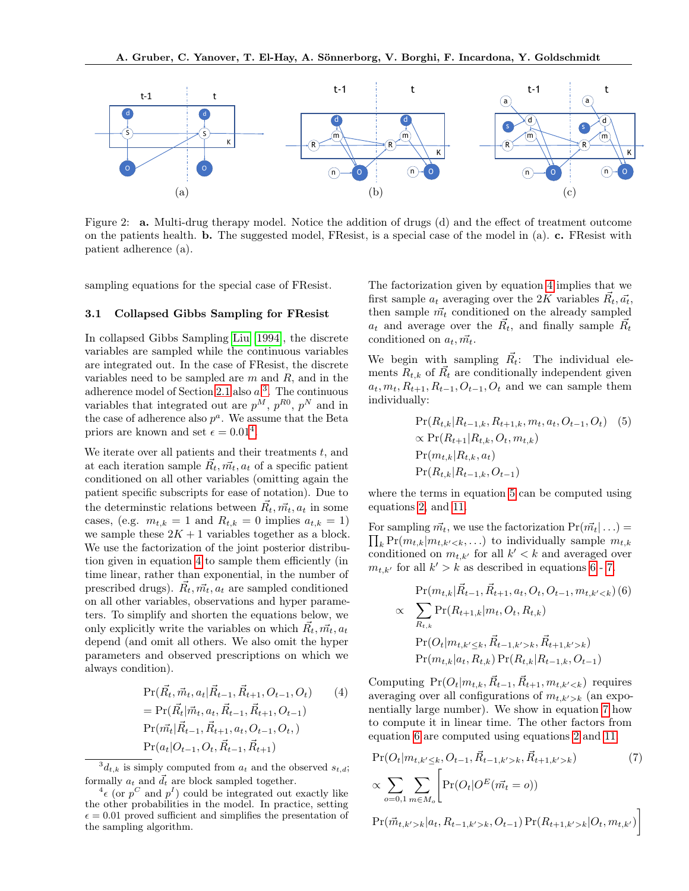Figure 2: **a.** Multi-drug therapy model. Notice the addition of drugs (d) and the effect of treatment outcome on the patients health. **b.** The suggested model, FResist, is a special case of the model in (a). **c.** FResist with patient adherence (a).

sampling equations for the special case of FResist.

### 3.1 Collapsed Gibbs Sampling for FResist

In collapsed Gibbs Sampling Liu [1994], the discrete variables are sampled while the continuous variables are integrated out. In the case of FResist, the discrete variables need to be sampled are $m$ and $R$, and in the adherence model of Section 2.1 also $a$[3]. The continuous variables that integrated out are $p^M$, $p^{R0}$, $p^N$ and in the case of adherence also $p^a$. We assume that the Beta priors are known and set $\epsilon = 0.01$[4].

We iterate over all patients and their treatments $t$, and at each iteration sample $\vec{R}_t, \vec{m}_t, a_t$ of a specific patient conditioned on all other variables (omitting again the patient specific subscripts for ease of notation). Due to the determinstic relations between $\vec{R}_t, \vec{m}_t, a_t$ in some cases, (e.g. $m_{t,k} = 1$ and $R_{t,k} = 0$ implies $a_{t,k} = 1$) we sample these $2K + 1$ variables together as a block. We use the factorization of the joint posterior distribution given in equation 4 to sample them efficiently (in time linear, rather than exponential, in the number of prescribed drugs). $\vec{R}_t, \vec{m}_t, a_t$ are sampled conditioned on all other variables, observations and hyper parameters. To simplify and shorten the equations below, we only explicitly write the variables on which $\vec{R}_t, \vec{m}_t, a_t$ depend (and omit all others. We also omit the hyper parameters and observed prescriptions on which we always condition).

$$\begin{aligned}
&\Pr(\vec{R}_t, \vec{m}_t, a_t | \vec{R}_{t-1}, \vec{R}_{t+1}, O_{t-1}, O_t) \qquad (4)\\
&= \Pr(\vec{R}_t | \vec{m}_t, a_t, \vec{R}_{t-1}, \vec{R}_{t+1}, O_{t-1})\\
&\Pr(\vec{m}_t | \vec{R}_{t-1}, \vec{R}_{t+1}, a_t, O_{t-1}, O_t, )\\
&\Pr(a_t | O_{t-1}, O_t, \vec{R}_{t-1}, \vec{R}_{t+1})
\end{aligned}$$

[3] $d_{t,k}$ is simply computed from $a_t$ and the observed $s_{t,d}$; formally $a_t$ and $\vec{d}_t$ are block sampled together.

[4] $\epsilon$ (or $p^C$ and $p^I$) could be integrated out exactly like the other probabilities in the model. In practice, setting $\epsilon = 0.01$ proved sufficient and simplifies the presentation of the sampling algorithm.

The factorization given by equation 4 implies that we first sample $a_t$ averaging over the $2K$ variables $\vec{R}_t, \vec{a_t}$, then sample $\vec{m}_t$ conditioned on the already sampled $a_t$ and average over the $\vec{R}_t$, and finally sample $\vec{R}_t$ conditioned on $a_t, \vec{m}_t$.

We begin with sampling $\vec{R}_t$: The individual elements $R_{t,k}$ of $\vec{R}_t$ are conditionally independent given $a_t, m_t, R_{t+1}, R_{t-1}, O_{t-1}, O_t$ and we can sample them individually:

$$\begin{aligned}
&\Pr(R_{t,k} | R_{t-1,k}, R_{t+1,k}, m_t, a_t, O_{t-1}, O_t) \qquad (5)\\
&\propto \Pr(R_{t+1} | R_{t,k}, O_t, m_{t,k})\\
&\Pr(m_{t,k} | R_{t,k}, a_t)\\
&\Pr(R_{t,k} | R_{t-1,k}, O_{t-1})
\end{aligned}$$

where the terms in equation 5 can be computed using equations 2, and 11.

For sampling $\vec{m}_t$, we use the factorization $\Pr(\vec{m}_t | \ldots) = \prod_k \Pr(m_{t,k} | m_{t,k'<k}, \ldots)$ to individually sample $m_{t,k}$ conditioned on $m_{t,k'}$ for all $k' < k$ and averaged over $m_{t,k'}$ for all $k' > k$ as described in equations 6 - 7.

$$\begin{aligned}
&\Pr(m_{t,k} | \vec{R}_{t-1}, \vec{R}_{t+1}, a_t, O_t, O_{t-1}, m_{t,k'<k}) \qquad (6)\\
\propto &\sum_{R_{t,k}} \Pr(R_{t+1,k} | m_t, O_t, R_{t,k})\\
&\Pr(O_t | m_{t,k'\le k}, \vec{R}_{t-1,k'>k}, \vec{R}_{t+1,k'>k})\\
&\Pr(m_{t,k} | a_t, R_{t,k}) \Pr(R_{t,k} | R_{t-1,k}, O_{t-1})
\end{aligned}$$

Computing $\Pr(O_t | m_{t,k}, \vec{R}_{t-1}, \vec{R}_{t+1}, m_{t,k'<k})$ requires averaging over all configurations of $m_{t,k'>k}$ (an exponentially large number). We show in equation 7 how to compute it in linear time. The other factors from equation 6 are computed using equations 2 and 11.

$$\begin{aligned}
&\Pr(O_t | m_{t,k'\le k}, O_{t-1}, \vec{R}_{t-1,k'>k}, \vec{R}_{t+1,k'>k}) \qquad (7)\\
&\propto \sum_{o=0,1} \sum_{m \in M_o} \Big[ \Pr(O_t | O^E(\vec{m}_t = o))\\
&\Pr(\vec{m}_{t,k'>k} | a_t, R_{t-1,k'>k}, O_{t-1}) \Pr(R_{t+1,k'>k} | O_t, m_{t,k'}) \Big]
\end{aligned}$$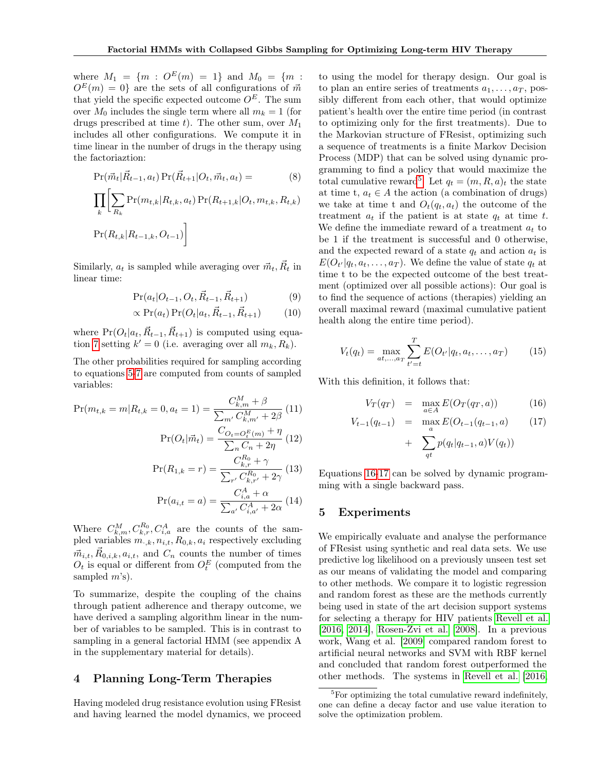where $M_1 = \{m : O^E(m) = 1\}$ and $M_0 = \{m : O^E(m) = 0\}$ are the sets of all configurations of $\vec{m}$ that yield the specific expected outcome $O^E$. The sum over $M_0$ includes the single term where all $m_k = 1$ (for drugs prescribed at time $t$). The other sum, over $M_1$ includes all other configurations. We compute it in time linear in the number of drugs in the therapy using the factoriaztion:

$$\Pr(\vec{m}_t|\vec{R}_{t-1}, a_t) \Pr(\vec{R}_{t+1}|O_t, \vec{m}_t, a_t) = \prod_k \Big[ \sum_{R_k} \Pr(m_{t,k}|R_{t,k}, a_t) \Pr(R_{t+1,k}|O_t, m_{t,k}, R_{t,k}) \Pr(R_{t,k}|R_{t-1,k}, O_{t-1}) \Big] \tag{8}$$

Similarly, $a_t$ is sampled while averaging over $\vec{m}_t, \vec{R}_t$ in linear time:

$$\Pr(a_t|O_{t-1}, O_t, \vec{R}_{t-1}, \vec{R}_{t+1}) \tag{9}$$
$$\propto \Pr(a_t) \Pr(O_t|a_t, \vec{R}_{t-1}, \vec{R}_{t+1}) \tag{10}$$

where $\Pr(O_t|a_t, \vec{R}_{t-1}, \vec{R}_{t+1})$ is computed using equation 7 setting $k' = 0$ (i.e. averaging over all $m_k, R_k$).

The other probabilities required for sampling according to equations 5-7 are computed from counts of sampled variables:

$$\Pr(m_{t,k} = m|R_{t,k} = 0, a_t = 1) = \frac{C^M_{k,m} + \beta}{\sum_{m'} C^M_{k,m'} + 2\beta} \tag{11}$$

$$\Pr(O_t|\vec{m}_t) = \frac{C_{O_t = O^E_t(m)} + \eta}{\sum_n C_n + 2\eta} \tag{12}$$

$$\Pr(R_{1,k} = r) = \frac{C^{R_0}_{k,r} + \gamma}{\sum_{r'} C^{R_0}_{k,r'} + 2\gamma} \tag{13}$$

$$\Pr(a_{i,t} = a) = \frac{C^A_{i,a} + \alpha}{\sum_{a'} C^A_{i,a'} + 2\alpha} \tag{14}$$

Where $C^M_{k,m}, C^{R_0}_{k,r}, C^A_{i,a}$ are the counts of the sampled variables $m_{\cdot,k}, n_{i,t}, R_{0,k}, a_i$ respectively excluding $\vec{m}_{i,t}, \vec{R}_{0,i,k}, a_{i,t}$, and $C_n$ counts the number of times $O_t$ is equal or different from $O^E_t$ (computed from the sampled $m$'s).

To summarize, despite the coupling of the chains through patient adherence and therapy outcome, we have derived a sampling algorithm linear in the number of variables to be sampled. This is in contrast to sampling in a general factorial HMM (see appendix A in the supplementary material for details).

## 4 Planning Long-Term Therapies

Having modeled drug resistance evolution using FResist and having learned the model dynamics, we proceed to using the model for therapy design. Our goal is to plan an entire series of treatments $a_1, \ldots, a_T$, possibly different from each other, that would optimize patient's health over the entire time period (in contrast to optimizing only for the first treatments). Due to the Markovian structure of FResist, optimizing such a sequence of treatments is a finite Markov Decision Process (MDP) that can be solved using dynamic programming to find a policy that would maximize the total cumulative reward[5]. Let $q_t = (m, R, a)_t$ the state at time t, $a_t \in A$ the action (a combination of drugs) we take at time t and $O_t(q_t, a_t)$ the outcome of the treatment $a_t$ if the patient is at state $q_t$ at time $t$. We define the immediate reward of a treatment $a_t$ to be 1 if the treatment is successful and 0 otherwise, and the expected reward of a state $q_t$ and action $a_t$ is $E(O_{t'}|q_t, a_t, \ldots, a_T)$. We define the value of state $q_t$ at time t to be the expected outcome of the best treatment (optimized over all possible actions): Our goal is to find the sequence of actions (therapies) yielding an overall maximal reward (maximal cumulative patient health along the entire time period).

$$V_t(q_t) = \max_{a_t, \ldots, a_T} \sum_{t'=t}^{T} E(O_{t'}|q_t, a_t, \ldots, a_T) \tag{15}$$

With this definition, it follows that:

$$V_T(q_T) = \max_{a \in A} E(O_T(q_T, a)) \tag{16}$$
$$V_{t-1}(q_{t-1}) = \max_a E(O_{t-1}(q_{t-1}, a) + \sum_{qt} p(q_t|q_{t-1}, a) V(q_t)) \tag{17}$$

Equations 16-17 can be solved by dynamic programming with a single backward pass.

## 5 Experiments

We empirically evaluate and analyse the performance of FResist using synthetic and real data sets. We use predictive log likelihood on a previously unseen test set as our means of validating the model and comparing to other methods. We compare it to logistic regression and random forest as these are the methods currently being used in state of the art decision support systems for selecting a therapy for HIV patients Revell et al. [2016, 2014], Rosen-Zvi et al. [2008]. In a previous work, Wang et al. [2009] compared random forest to artificial neural networks and SVM with RBF kernel and concluded that random forest outperformed the other methods. The systems in Revell et al. [2016,

[5] For optimizing the total cumulative reward indefinitely, one can define a decay factor and use value iteration to solve the optimization problem.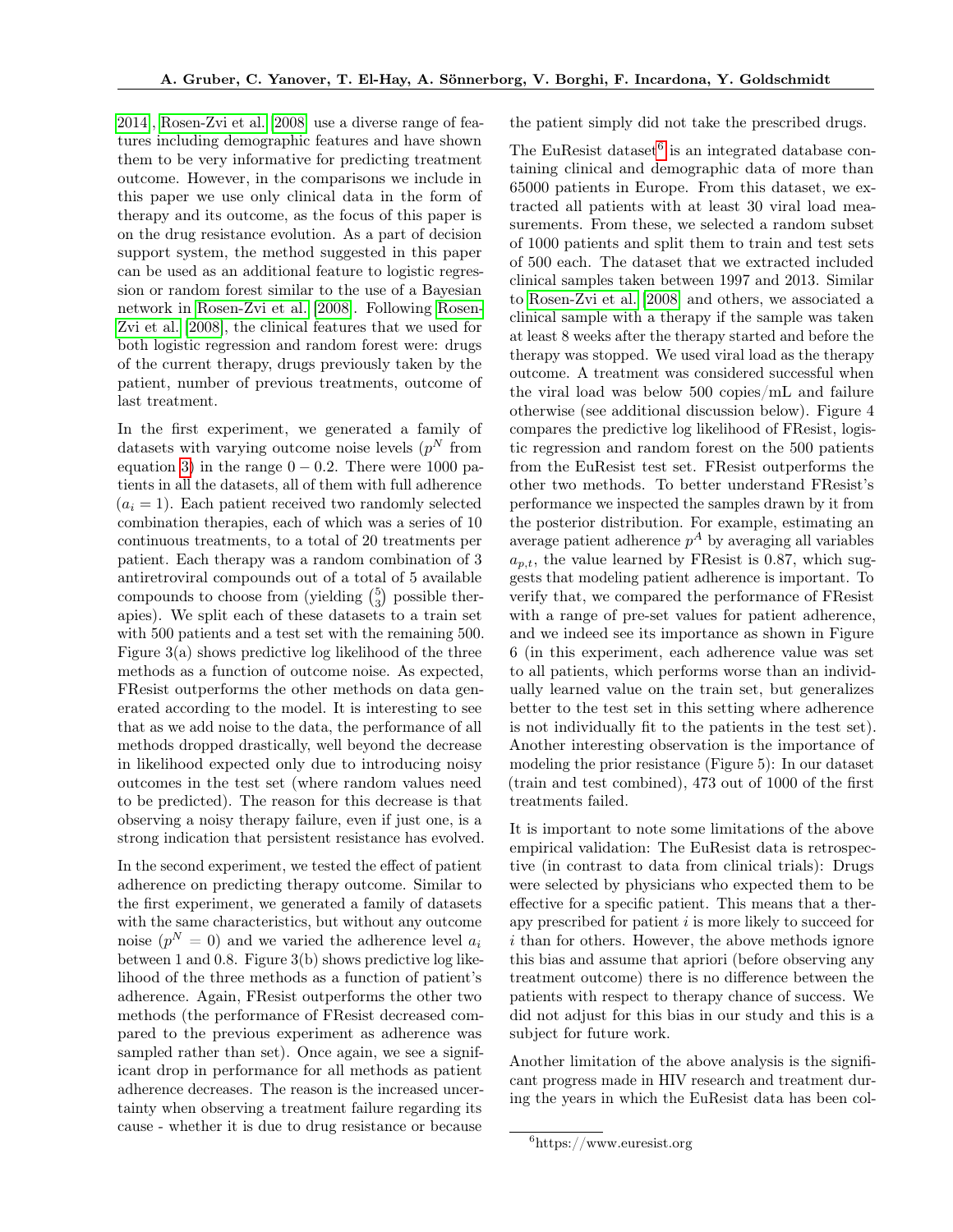2014], [Rosen-Zvi et al., 2008] use a diverse range of features including demographic features and have shown them to be very informative for predicting treatment outcome. However, in the comparisons we include in this paper we use only clinical data in the form of therapy and its outcome, as the focus of this paper is on the drug resistance evolution. As a part of decision support system, the method suggested in this paper can be used as an additional feature to logistic regression or random forest similar to the use of a Bayesian network in [Rosen-Zvi et al., 2008]. Following [Rosen-Zvi et al., 2008], the clinical features that we used for both logistic regression and random forest were: drugs of the current therapy, drugs previously taken by the patient, number of previous treatments, outcome of last treatment.

In the first experiment, we generated a family of datasets with varying outcome noise levels ($p^N$ from equation 3) in the range $0 - 0.2$. There were 1000 patients in all the datasets, all of them with full adherence ($a_i = 1$). Each patient received two randomly selected combination therapies, each of which was a series of 10 continuous treatments, to a total of 20 treatments per patient. Each therapy was a random combination of 3 antiretroviral compounds out of a total of 5 available compounds to choose from (yielding $\binom{5}{3}$ possible therapies). We split each of these datasets to a train set with 500 patients and a test set with the remaining 500. Figure 3(a) shows predictive log likelihood of the three methods as a function of outcome noise. As expected, FResist outperforms the other methods on data generated according to the model. It is interesting to see that as we add noise to the data, the performance of all methods dropped drastically, well beyond the decrease in likelihood expected only due to introducing noisy outcomes in the test set (where random values need to be predicted). The reason for this decrease is that observing a noisy therapy failure, even if just one, is a strong indication that persistent resistance has evolved.

In the second experiment, we tested the effect of patient adherence on predicting therapy outcome. Similar to the first experiment, we generated a family of datasets with the same characteristics, but without any outcome noise ($p^N = 0$) and we varied the adherence level $a_i$ between 1 and 0.8. Figure 3(b) shows predictive log likelihood of the three methods as a function of patient's adherence. Again, FResist outperforms the other two methods (the performance of FResist decreased compared to the previous experiment as adherence was sampled rather than set). Once again, we see a significant drop in performance for all methods as patient adherence decreases. The reason is the increased uncertainty when observing a treatment failure regarding its cause - whether it is due to drug resistance or because the patient simply did not take the prescribed drugs.

The EuResist dataset[6] is an integrated database containing clinical and demographic data of more than 65000 patients in Europe. From this dataset, we extracted all patients with at least 30 viral load measurements. From these, we selected a random subset of 1000 patients and split them to train and test sets of 500 each. The dataset that we extracted included clinical samples taken between 1997 and 2013. Similar to [Rosen-Zvi et al., 2008] and others, we associated a clinical sample with a therapy if the sample was taken at least 8 weeks after the therapy started and before the therapy was stopped. We used viral load as the therapy outcome. A treatment was considered successful when the viral load was below 500 copies/mL and failure otherwise (see additional discussion below). Figure 4 compares the predictive log likelihood of FResist, logistic regression and random forest on the 500 patients from the EuResist test set. FResist outperforms the other two methods. To better understand FResist's performance we inspected the samples drawn by it from the posterior distribution. For example, estimating an average patient adherence $p^A$ by averaging all variables $a_{p,t}$, the value learned by FResist is 0.87, which suggests that modeling patient adherence is important. To verify that, we compared the performance of FResist with a range of pre-set values for patient adherence, and we indeed see its importance as shown in Figure 6 (in this experiment, each adherence value was set to all patients, which performs worse than an individually learned value on the train set, but generalizes better to the test set in this setting where adherence is not individually fit to the patients in the test set). Another interesting observation is the importance of modeling the prior resistance (Figure 5): In our dataset (train and test combined), 473 out of 1000 of the first treatments failed.

It is important to note some limitations of the above empirical validation: The EuResist data is retrospective (in contrast to data from clinical trials): Drugs were selected by physicians who expected them to be effective for a specific patient. This means that a therapy prescribed for patient $i$ is more likely to succeed for $i$ than for others. However, the above methods ignore this bias and assume that apriori (before observing any treatment outcome) there is no difference between the patients with respect to therapy chance of success. We did not adjust for this bias in our study and this is a subject for future work.

Another limitation of the above analysis is the significant progress made in HIV research and treatment during the years in which the EuResist data has been col-

[6] https://www.euresist.org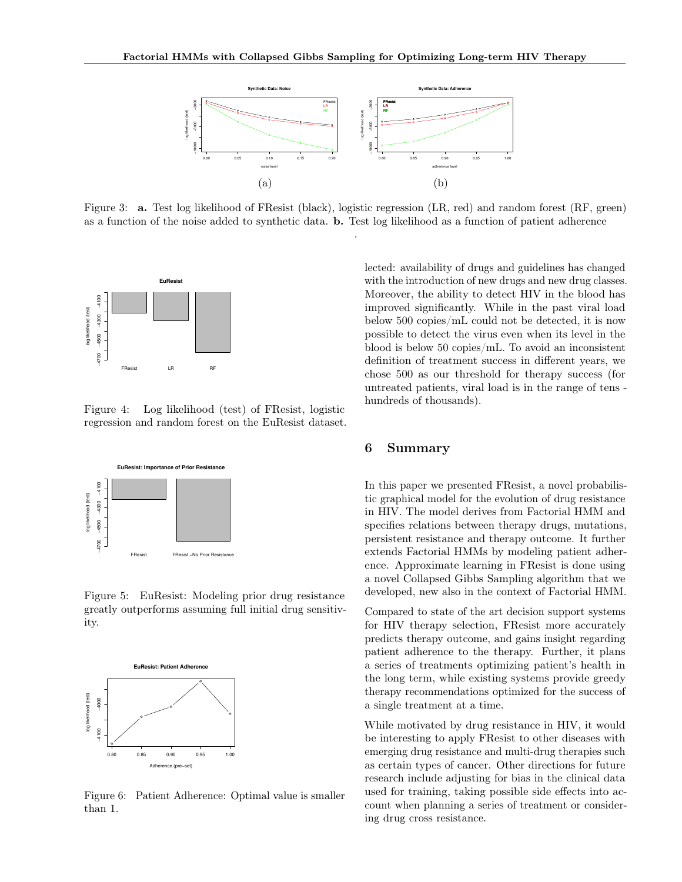Figure 3: **a.** Test log likelihood of FResist (black), logistic regression (LR, red) and random forest (RF, green) as a function of the noise added to synthetic data. **b.** Test log likelihood as a function of patient adherence

.

Figure 4: Log likelihood (test) of FResist, logistic regression and random forest on the EuResist dataset.

Figure 5: EuResist: Modeling prior drug resistance greatly outperforms assuming full initial drug sensitivity.

Figure 6: Patient Adherence: Optimal value is smaller than 1.

lected: availability of drugs and guidelines has changed with the introduction of new drugs and new drug classes. Moreover, the ability to detect HIV in the blood has improved significantly. While in the past viral load below 500 copies/mL could not be detected, it is now possible to detect the virus even when its level in the blood is below 50 copies/mL. To avoid an inconsistent definition of treatment success in different years, we chose 500 as our threshold for therapy success (for untreated patients, viral load is in the range of tens - hundreds of thousands).

## 6 Summary

In this paper we presented FResist, a novel probabilistic graphical model for the evolution of drug resistance in HIV. The model derives from Factorial HMM and specifies relations between therapy drugs, mutations, persistent resistance and therapy outcome. It further extends Factorial HMMs by modeling patient adherence. Approximate learning in FResist is done using a novel Collapsed Gibbs Sampling algorithm that we developed, new also in the context of Factorial HMM.

Compared to state of the art decision support systems for HIV therapy selection, FResist more accurately predicts therapy outcome, and gains insight regarding patient adherence to the therapy. Further, it plans a series of treatments optimizing patient's health in the long term, while existing systems provide greedy therapy recommendations optimized for the success of a single treatment at a time.

While motivated by drug resistance in HIV, it would be interesting to apply FResist to other diseases with emerging drug resistance and multi-drug therapies such as certain types of cancer. Other directions for future research include adjusting for bias in the clinical data used for training, taking possible side effects into account when planning a series of treatment or considering drug cross resistance.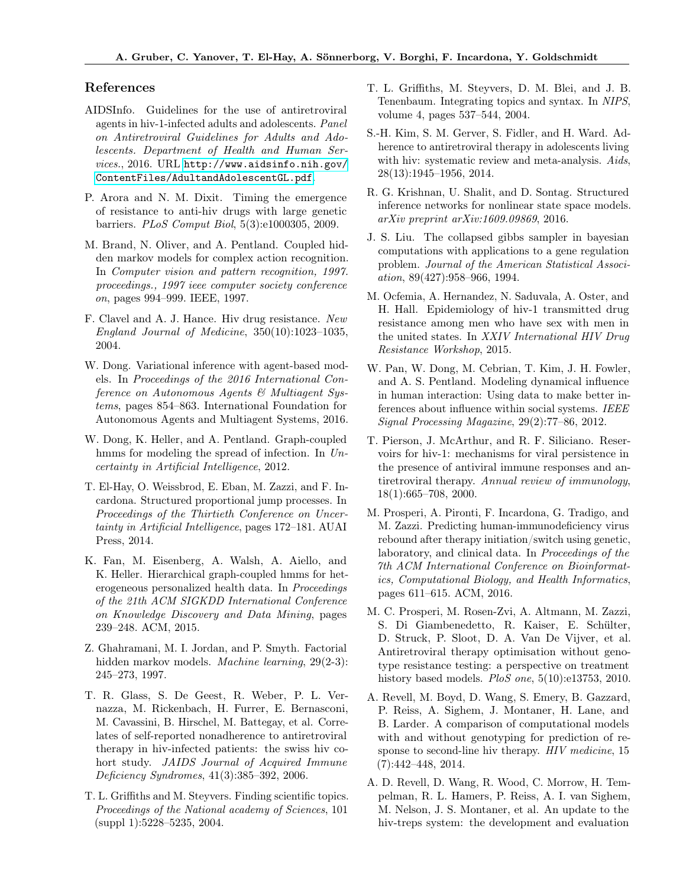## References

AIDSInfo. Guidelines for the use of antiretroviral agents in hiv-1-infected adults and adolescents. *Panel on Antiretroviral Guidelines for Adults and Adolescents. Department of Health and Human Services.*, 2016. URL http://www.aidsinfo.nih.gov/ContentFiles/AdultandAdolescentGL.pdf.

P. Arora and N. M. Dixit. Timing the emergence of resistance to anti-hiv drugs with large genetic barriers. *PLoS Comput Biol*, 5(3):e1000305, 2009.

M. Brand, N. Oliver, and A. Pentland. Coupled hidden markov models for complex action recognition. In *Computer vision and pattern recognition, 1997. proceedings., 1997 ieee computer society conference on*, pages 994–999. IEEE, 1997.

F. Clavel and A. J. Hance. Hiv drug resistance. *New England Journal of Medicine*, 350(10):1023–1035, 2004.

W. Dong. Variational inference with agent-based models. In *Proceedings of the 2016 International Conference on Autonomous Agents & Multiagent Systems*, pages 854–863. International Foundation for Autonomous Agents and Multiagent Systems, 2016.

W. Dong, K. Heller, and A. Pentland. Graph-coupled hmms for modeling the spread of infection. In *Uncertainty in Artificial Intelligence*, 2012.

T. El-Hay, O. Weissbrod, E. Eban, M. Zazzi, and F. Incardona. Structured proportional jump processes. In *Proceedings of the Thirtieth Conference on Uncertainty in Artificial Intelligence*, pages 172–181. AUAI Press, 2014.

K. Fan, M. Eisenberg, A. Walsh, A. Aiello, and K. Heller. Hierarchical graph-coupled hmms for heterogeneous personalized health data. In *Proceedings of the 21th ACM SIGKDD International Conference on Knowledge Discovery and Data Mining*, pages 239–248. ACM, 2015.

Z. Ghahramani, M. I. Jordan, and P. Smyth. Factorial hidden markov models. *Machine learning*, 29(2-3): 245–273, 1997.

T. R. Glass, S. De Geest, R. Weber, P. L. Vernazza, M. Rickenbach, H. Furrer, E. Bernasconi, M. Cavassini, B. Hirschel, M. Battegay, et al. Correlates of self-reported nonadherence to antiretroviral therapy in hiv-infected patients: the swiss hiv cohort study. *JAIDS Journal of Acquired Immune Deficiency Syndromes*, 41(3):385–392, 2006.

T. L. Griffiths and M. Steyvers. Finding scientific topics. *Proceedings of the National academy of Sciences*, 101 (suppl 1):5228–5235, 2004.

T. L. Griffiths, M. Steyvers, D. M. Blei, and J. B. Tenenbaum. Integrating topics and syntax. In *NIPS*, volume 4, pages 537–544, 2004.

S.-H. Kim, S. M. Gerver, S. Fidler, and H. Ward. Adherence to antiretroviral therapy in adolescents living with hiv: systematic review and meta-analysis. *Aids*, 28(13):1945–1956, 2014.

R. G. Krishnan, U. Shalit, and D. Sontag. Structured inference networks for nonlinear state space models. *arXiv preprint arXiv:1609.09869*, 2016.

J. S. Liu. The collapsed gibbs sampler in bayesian computations with applications to a gene regulation problem. *Journal of the American Statistical Association*, 89(427):958–966, 1994.

M. Ocfemia, A. Hernandez, N. Saduvala, A. Oster, and H. Hall. Epidemiology of hiv-1 transmitted drug resistance among men who have sex with men in the united states. In *XXIV International HIV Drug Resistance Workshop*, 2015.

W. Pan, W. Dong, M. Cebrian, T. Kim, J. H. Fowler, and A. S. Pentland. Modeling dynamical influence in human interaction: Using data to make better inferences about influence within social systems. *IEEE Signal Processing Magazine*, 29(2):77–86, 2012.

T. Pierson, J. McArthur, and R. F. Siliciano. Reservoirs for hiv-1: mechanisms for viral persistence in the presence of antiviral immune responses and antiretroviral therapy. *Annual review of immunology*, 18(1):665–708, 2000.

M. Prosperi, A. Pironti, F. Incardona, G. Tradigo, and M. Zazzi. Predicting human-immunodeficiency virus rebound after therapy initiation/switch using genetic, laboratory, and clinical data. In *Proceedings of the 7th ACM International Conference on Bioinformatics, Computational Biology, and Health Informatics*, pages 611–615. ACM, 2016.

M. C. Prosperi, M. Rosen-Zvi, A. Altmann, M. Zazzi, S. Di Giambenedetto, R. Kaiser, E. Schülter, D. Struck, P. Sloot, D. A. Van De Vijver, et al. Antiretroviral therapy optimisation without genotype resistance testing: a perspective on treatment history based models. *PloS one*, 5(10):e13753, 2010.

A. Revell, M. Boyd, D. Wang, S. Emery, B. Gazzard, P. Reiss, A. Sighem, J. Montaner, H. Lane, and B. Larder. A comparison of computational models with and without genotyping for prediction of response to second-line hiv therapy. *HIV medicine*, 15 (7):442–448, 2014.

A. D. Revell, D. Wang, R. Wood, C. Morrow, H. Tempelman, R. L. Hamers, P. Reiss, A. I. van Sighem, M. Nelson, J. S. Montaner, et al. An update to the hiv-treps system: the development and evaluation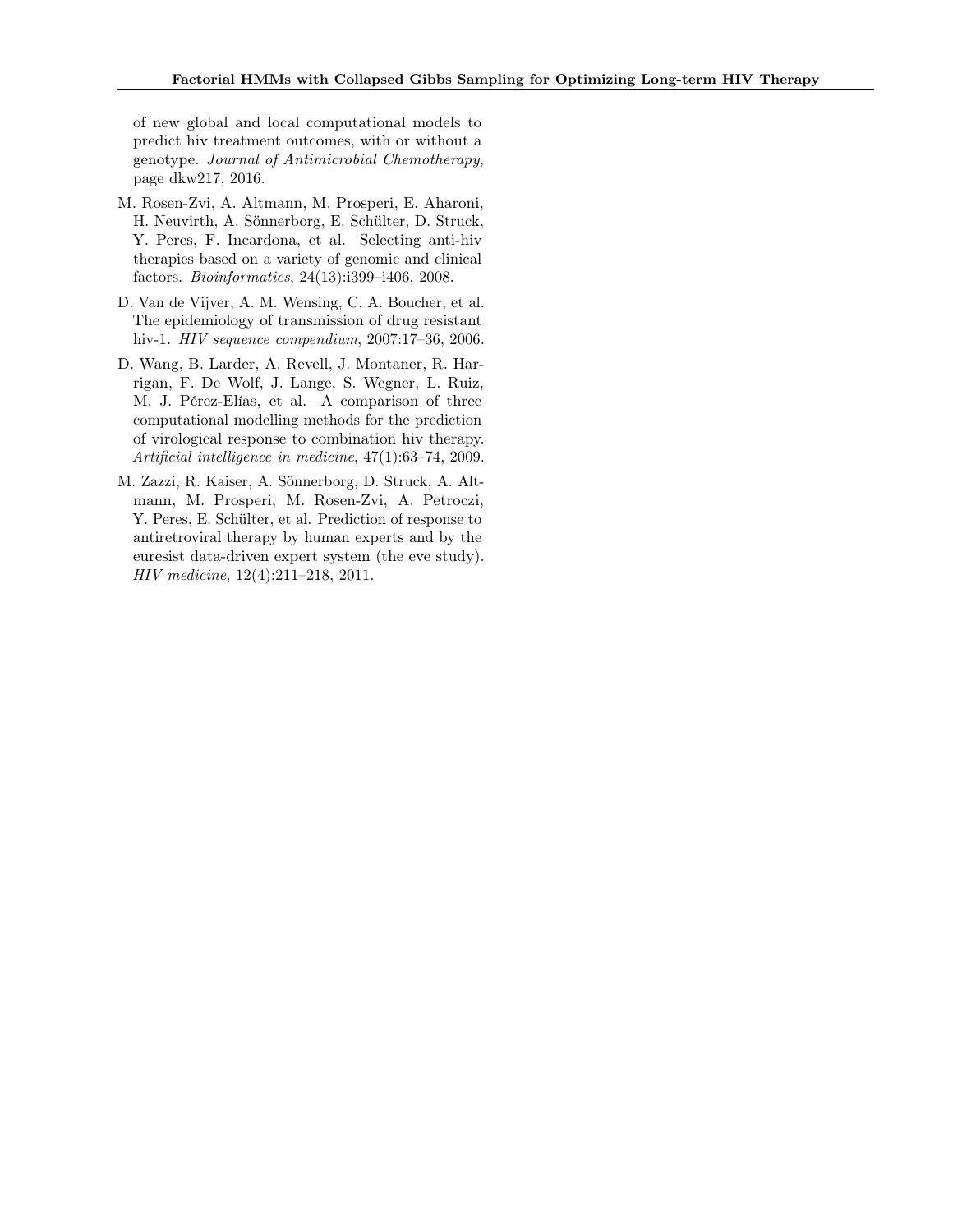of new global and local computational models to predict hiv treatment outcomes, with or without a genotype. *Journal of Antimicrobial Chemotherapy*, page dkw217, 2016.

M. Rosen-Zvi, A. Altmann, M. Prosperi, E. Aharoni, H. Neuvirth, A. Sönnerborg, E. Schülter, D. Struck, Y. Peres, F. Incardona, et al. Selecting anti-hiv therapies based on a variety of genomic and clinical factors. *Bioinformatics*, 24(13):i399–i406, 2008.

D. Van de Vijver, A. M. Wensing, C. A. Boucher, et al. The epidemiology of transmission of drug resistant hiv-1. *HIV sequence compendium*, 2007:17–36, 2006.

D. Wang, B. Larder, A. Revell, J. Montaner, R. Harrigan, F. De Wolf, J. Lange, S. Wegner, L. Ruiz, M. J. Pérez-Elías, et al. A comparison of three computational modelling methods for the prediction of virological response to combination hiv therapy. *Artificial intelligence in medicine*, 47(1):63–74, 2009.

M. Zazzi, R. Kaiser, A. Sönnerborg, D. Struck, A. Altmann, M. Prosperi, M. Rosen-Zvi, A. Petroczi, Y. Peres, E. Schülter, et al. Prediction of response to antiretroviral therapy by human experts and by the euresist data-driven expert system (the eve study). *HIV medicine*, 12(4):211–218, 2011.